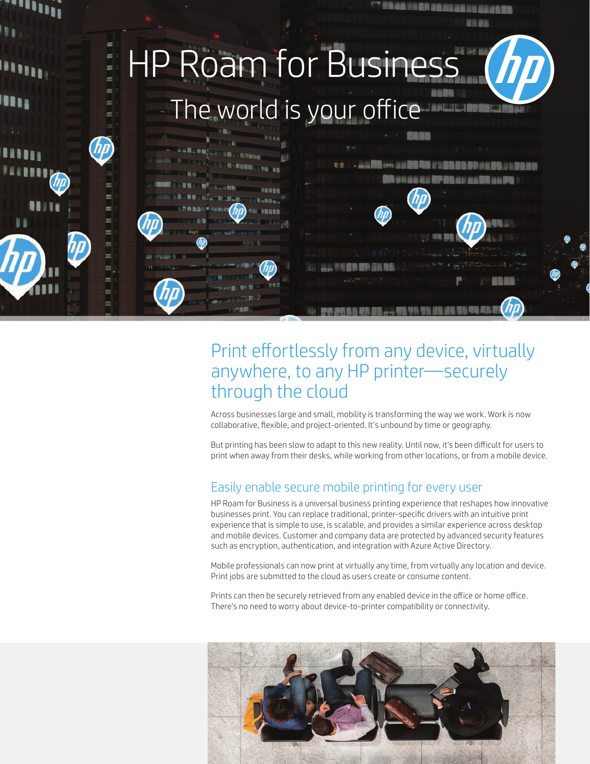# HP Roam for Business

## The world is your office

## Print effortlessly from any device, virtually anywhere, to any HP printer—securely through the cloud

Across businesses large and small, mobility is transforming the way we work. Work is now collaborative, flexible, and project-oriented. It's unbound by time or geography.

But printing has been slow to adapt to this new reality. Until now, it's been difficult for users to print when away from their desks, while working from other locations, or from a mobile device.

### Easily enable secure mobile printing for every user

HP Roam for Business is a universal business printing experience that reshapes how innovative businesses print. You can replace traditional, printer-specific drivers with an intuitive print experience that is simple to use, is scalable, and provides a similar experience across desktop and mobile devices. Customer and company data are protected by advanced security features such as encryption, authentication, and integration with Azure Active Directory.

Mobile professionals can now print at virtually any time, from virtually any location and device. Print jobs are submitted to the cloud as users create or consume content.

Prints can then be securely retrieved from any enabled device in the office or home office. There's no need to worry about device-to-printer compatibility or connectivity.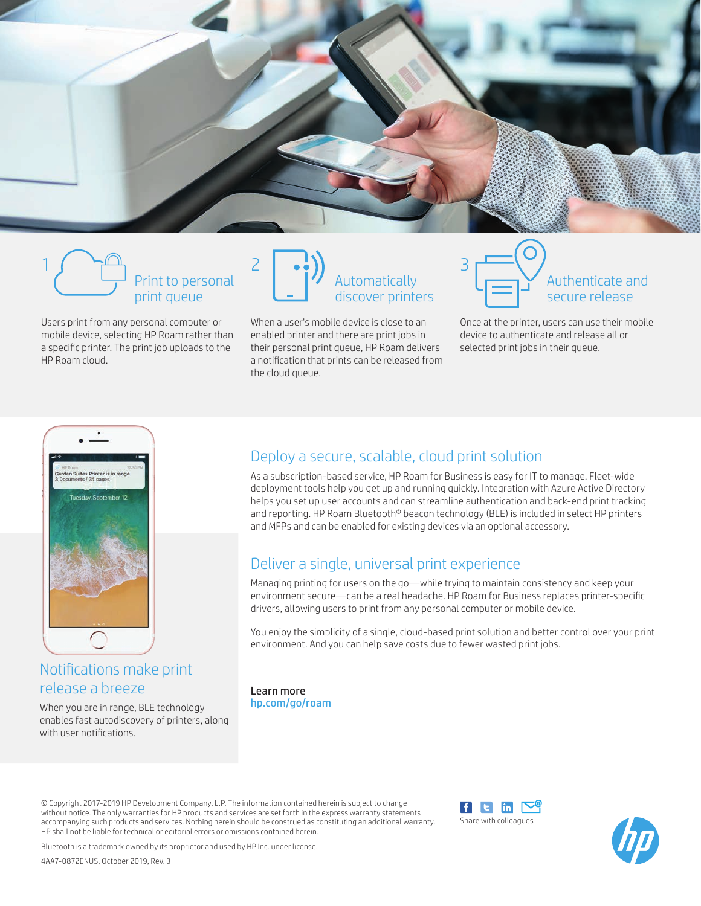### 1 Print to personal print queue

Users print from any personal computer or mobile device, selecting HP Roam rather than a specific printer. The print job uploads to the HP Roam cloud.

### 2 Automatically discover printers

When a user's mobile device is close to an enabled printer and there are print jobs in their personal print queue, HP Roam delivers a notification that prints can be released from the cloud queue.

### 3 Authenticate and secure release

Once at the printer, users can use their mobile device to authenticate and release all or selected print jobs in their queue.

## Notifications make print release a breeze

When you are in range, BLE technology enables fast autodiscovery of printers, along with user notifications.

## Deploy a secure, scalable, cloud print solution

As a subscription-based service, HP Roam for Business is easy for IT to manage. Fleet-wide deployment tools help you get up and running quickly. Integration with Azure Active Directory helps you set up user accounts and can streamline authentication and back-end print tracking and reporting. HP Roam Bluetooth® beacon technology (BLE) is included in select HP printers and MFPs and can be enabled for existing devices via an optional accessory.

## Deliver a single, universal print experience

Managing printing for users on the go—while trying to maintain consistency and keep your environment secure—can be a real headache. HP Roam for Business replaces printer-specific drivers, allowing users to print from any personal computer or mobile device.

You enjoy the simplicity of a single, cloud-based print solution and better control over your print environment. And you can help save costs due to fewer wasted print jobs.

**Learn more**
hp.com/go/roam

Share with colleagues

© Copyright 2017-2019 HP Development Company, L.P. The information contained herein is subject to change without notice. The only warranties for HP products and services are set forth in the express warranty statements accompanying such products and services. Nothing herein should be construed as constituting an additional warranty. HP shall not be liable for technical or editorial errors or omissions contained herein.

Bluetooth is a trademark owned by its proprietor and used by HP Inc. under license.

4AA7-0872ENUS, October 2019, Rev. 3